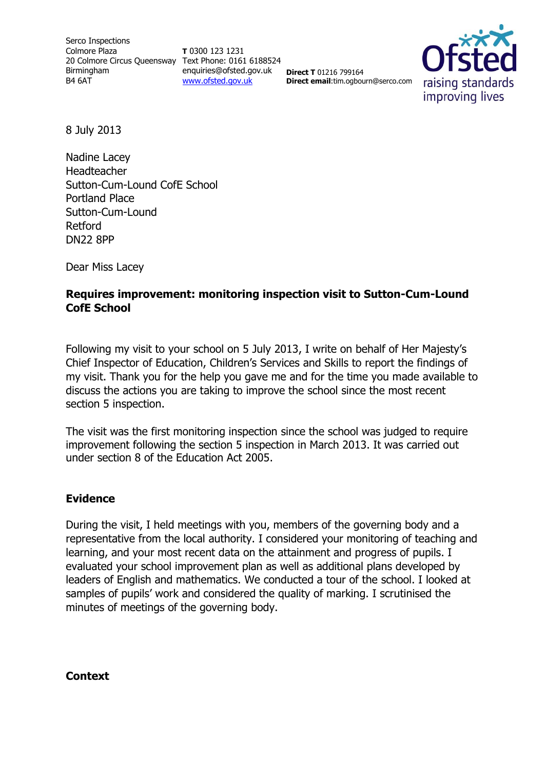Serco Inspections
Colmore Plaza
20 Colmore Circus Queensway
Birmingham
B4 6AT

**T** 0300 123 1231
Text Phone: 0161 6188524
enquiries@ofsted.gov.uk
www.ofsted.gov.uk

**Direct T** 01216 799164
**Direct email**:tim.ogbourn@serco.com

Ofsted
raising standards
improving lives

8 July 2013

Nadine Lacey
Headteacher
Sutton-Cum-Lound CofE School
Portland Place
Sutton-Cum-Lound
Retford
DN22 8PP

Dear Miss Lacey

**Requires improvement: monitoring inspection visit to Sutton-Cum-Lound CofE School**

Following my visit to your school on 5 July 2013, I write on behalf of Her Majesty's Chief Inspector of Education, Children's Services and Skills to report the findings of my visit. Thank you for the help you gave me and for the time you made available to discuss the actions you are taking to improve the school since the most recent section 5 inspection.

The visit was the first monitoring inspection since the school was judged to require improvement following the section 5 inspection in March 2013. It was carried out under section 8 of the Education Act 2005.

## Evidence

During the visit, I held meetings with you, members of the governing body and a representative from the local authority. I considered your monitoring of teaching and learning, and your most recent data on the attainment and progress of pupils. I evaluated your school improvement plan as well as additional plans developed by leaders of English and mathematics. We conducted a tour of the school. I looked at samples of pupils' work and considered the quality of marking. I scrutinised the minutes of meetings of the governing body.

## Context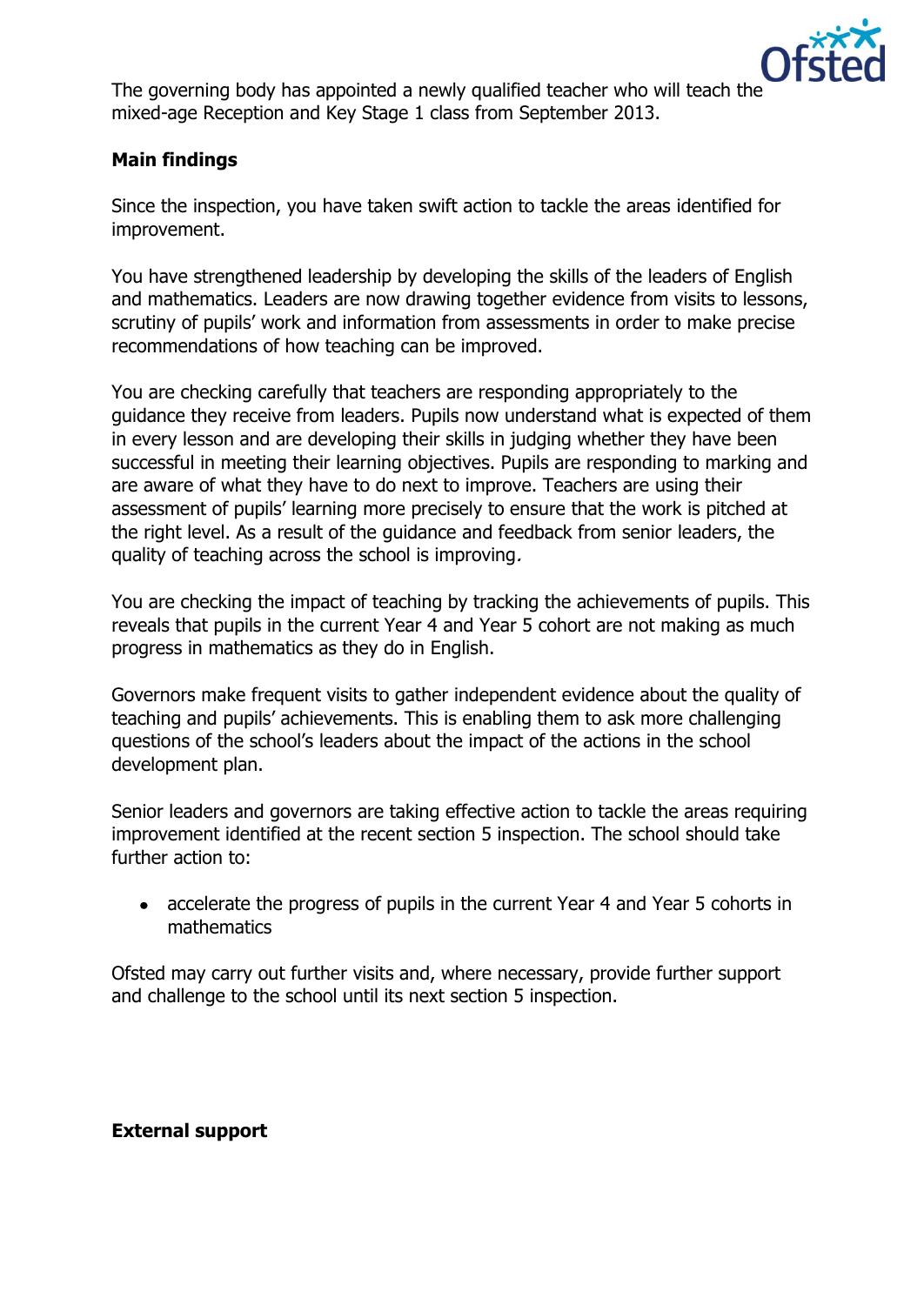The governing body has appointed a newly qualified teacher who will teach the mixed-age Reception and Key Stage 1 class from September 2013.

**Main findings**

Since the inspection, you have taken swift action to tackle the areas identified for improvement.

You have strengthened leadership by developing the skills of the leaders of English and mathematics. Leaders are now drawing together evidence from visits to lessons, scrutiny of pupils' work and information from assessments in order to make precise recommendations of how teaching can be improved.

You are checking carefully that teachers are responding appropriately to the guidance they receive from leaders. Pupils now understand what is expected of them in every lesson and are developing their skills in judging whether they have been successful in meeting their learning objectives. Pupils are responding to marking and are aware of what they have to do next to improve. Teachers are using their assessment of pupils' learning more precisely to ensure that the work is pitched at the right level. As a result of the guidance and feedback from senior leaders, the quality of teaching across the school is improving.

You are checking the impact of teaching by tracking the achievements of pupils. This reveals that pupils in the current Year 4 and Year 5 cohort are not making as much progress in mathematics as they do in English.

Governors make frequent visits to gather independent evidence about the quality of teaching and pupils' achievements. This is enabling them to ask more challenging questions of the school's leaders about the impact of the actions in the school development plan.

Senior leaders and governors are taking effective action to tackle the areas requiring improvement identified at the recent section 5 inspection. The school should take further action to:

- accelerate the progress of pupils in the current Year 4 and Year 5 cohorts in mathematics

Ofsted may carry out further visits and, where necessary, provide further support and challenge to the school until its next section 5 inspection.

**External support**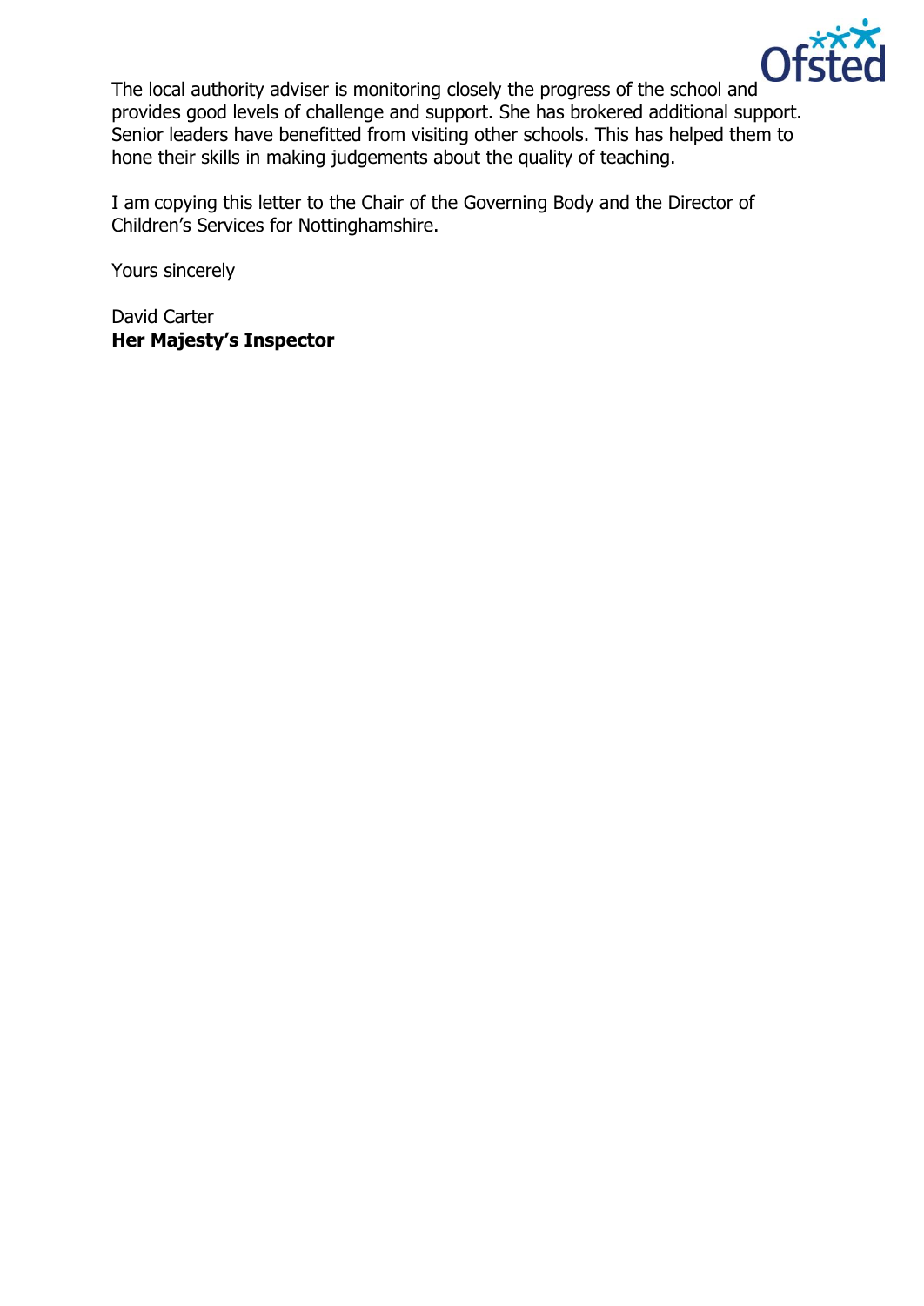The local authority adviser is monitoring closely the progress of the school and provides good levels of challenge and support. She has brokered additional support. Senior leaders have benefitted from visiting other schools. This has helped them to hone their skills in making judgements about the quality of teaching.

I am copying this letter to the Chair of the Governing Body and the Director of Children's Services for Nottinghamshire.

Yours sincerely

David Carter
**Her Majesty's Inspector**